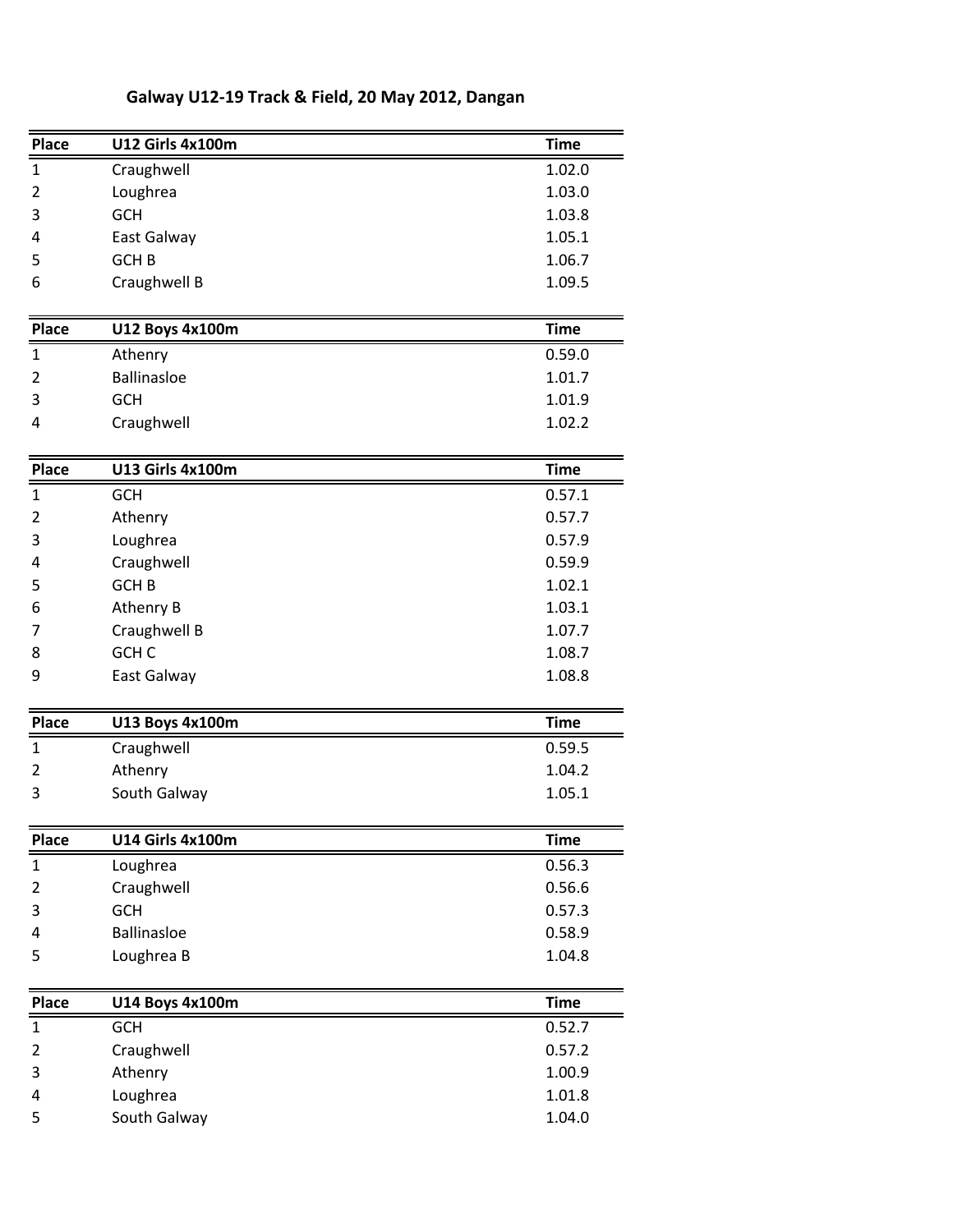# Galway U12-19 Track & Field, 20 May 2012, Dangan

| Place | U12 Girls 4x100m | Time |
|---|---|---|
| 1 | Craughwell | 1.02.0 |
| 2 | Loughrea | 1.03.0 |
| 3 | GCH | 1.03.8 |
| 4 | East Galway | 1.05.1 |
| 5 | GCH B | 1.06.7 |
| 6 | Craughwell B | 1.09.5 |

| Place | U12 Boys 4x100m | Time |
|---|---|---|
| 1 | Athenry | 0.59.0 |
| 2 | Ballinasloe | 1.01.7 |
| 3 | GCH | 1.01.9 |
| 4 | Craughwell | 1.02.2 |

| Place | U13 Girls 4x100m | Time |
|---|---|---|
| 1 | GCH | 0.57.1 |
| 2 | Athenry | 0.57.7 |
| 3 | Loughrea | 0.57.9 |
| 4 | Craughwell | 0.59.9 |
| 5 | GCH B | 1.02.1 |
| 6 | Athenry B | 1.03.1 |
| 7 | Craughwell B | 1.07.7 |
| 8 | GCH C | 1.08.7 |
| 9 | East Galway | 1.08.8 |

| Place | U13 Boys 4x100m | Time |
|---|---|---|
| 1 | Craughwell | 0.59.5 |
| 2 | Athenry | 1.04.2 |
| 3 | South Galway | 1.05.1 |

| Place | U14 Girls 4x100m | Time |
|---|---|---|
| 1 | Loughrea | 0.56.3 |
| 2 | Craughwell | 0.56.6 |
| 3 | GCH | 0.57.3 |
| 4 | Ballinasloe | 0.58.9 |
| 5 | Loughrea B | 1.04.8 |

| Place | U14 Boys 4x100m | Time |
|---|---|---|
| 1 | GCH | 0.52.7 |
| 2 | Craughwell | 0.57.2 |
| 3 | Athenry | 1.00.9 |
| 4 | Loughrea | 1.01.8 |
| 5 | South Galway | 1.04.0 |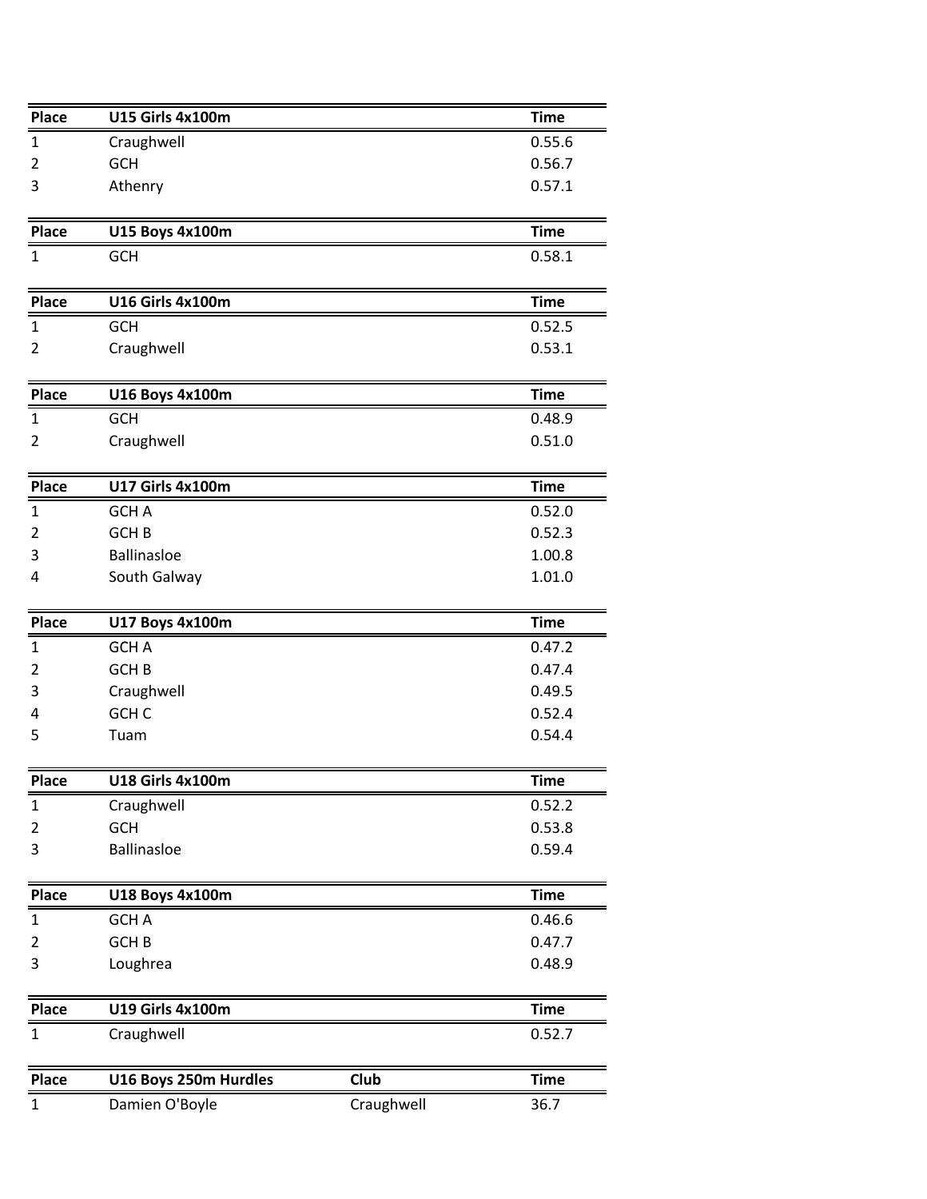| Place | U15 Girls 4x100m | | Time |
|---|---|---|---|
| 1 | Craughwell | | 0.55.6 |
| 2 | GCH | | 0.56.7 |
| 3 | Athenry | | 0.57.1 |

| Place | U15 Boys 4x100m | | Time |
|---|---|---|---|
| 1 | GCH | | 0.58.1 |

| Place | U16 Girls 4x100m | | Time |
|---|---|---|---|
| 1 | GCH | | 0.52.5 |
| 2 | Craughwell | | 0.53.1 |

| Place | U16 Boys 4x100m | | Time |
|---|---|---|---|
| 1 | GCH | | 0.48.9 |
| 2 | Craughwell | | 0.51.0 |

| Place | U17 Girls 4x100m | | Time |
|---|---|---|---|
| 1 | GCH A | | 0.52.0 |
| 2 | GCH B | | 0.52.3 |
| 3 | Ballinasloe | | 1.00.8 |
| 4 | South Galway | | 1.01.0 |

| Place | U17 Boys 4x100m | | Time |
|---|---|---|---|
| 1 | GCH A | | 0.47.2 |
| 2 | GCH B | | 0.47.4 |
| 3 | Craughwell | | 0.49.5 |
| 4 | GCH C | | 0.52.4 |
| 5 | Tuam | | 0.54.4 |

| Place | U18 Girls 4x100m | | Time |
|---|---|---|---|
| 1 | Craughwell | | 0.52.2 |
| 2 | GCH | | 0.53.8 |
| 3 | Ballinasloe | | 0.59.4 |

| Place | U18 Boys 4x100m | | Time |
|---|---|---|---|
| 1 | GCH A | | 0.46.6 |
| 2 | GCH B | | 0.47.7 |
| 3 | Loughrea | | 0.48.9 |

| Place | U19 Girls 4x100m | | Time |
|---|---|---|---|
| 1 | Craughwell | | 0.52.7 |

| Place | U16 Boys 250m Hurdles | Club | Time |
|---|---|---|---|
| 1 | Damien O'Boyle | Craughwell | 36.7 |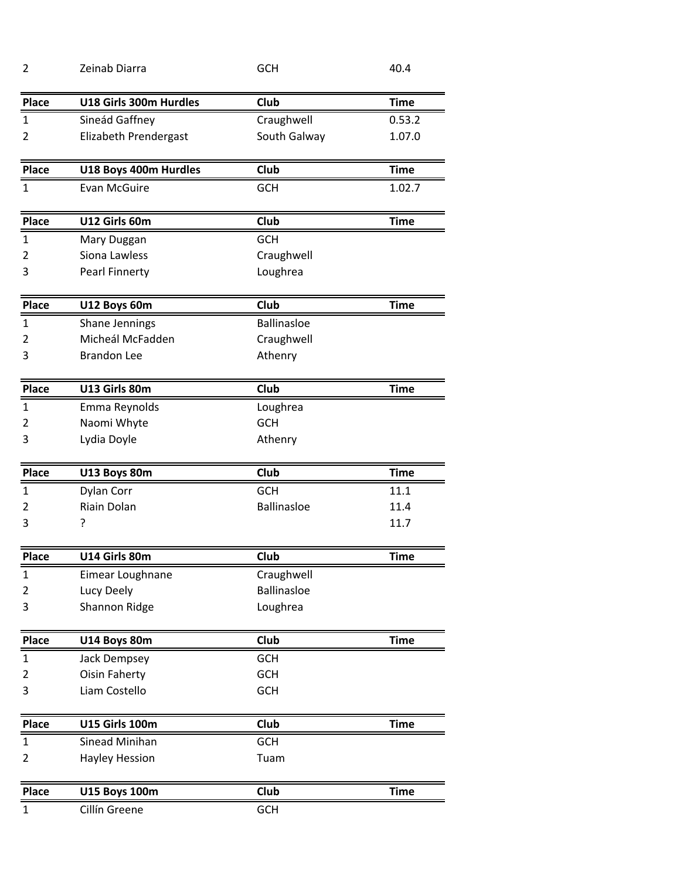| 2 | Zeinab Diarra | GCH | 40.4 |
|---|---|---|---|

| Place | U18 Girls 300m Hurdles | Club | Time |
|---|---|---|---|
| 1 | Sineád Gaffney | Craughwell | 0.53.2 |
| 2 | Elizabeth Prendergast | South Galway | 1.07.0 |

| Place | U18 Boys 400m Hurdles | Club | Time |
|---|---|---|---|
| 1 | Evan McGuire | GCH | 1.02.7 |

| Place | U12 Girls 60m | Club | Time |
|---|---|---|---|
| 1 | Mary Duggan | GCH | |
| 2 | Siona Lawless | Craughwell | |
| 3 | Pearl Finnerty | Loughrea | |

| Place | U12 Boys 60m | Club | Time |
|---|---|---|---|
| 1 | Shane Jennings | Ballinasloe | |
| 2 | Micheál McFadden | Craughwell | |
| 3 | Brandon Lee | Athenry | |

| Place | U13 Girls 80m | Club | Time |
|---|---|---|---|
| 1 | Emma Reynolds | Loughrea | |
| 2 | Naomi Whyte | GCH | |
| 3 | Lydia Doyle | Athenry | |

| Place | U13 Boys 80m | Club | Time |
|---|---|---|---|
| 1 | Dylan Corr | GCH | 11.1 |
| 2 | Riain Dolan | Ballinasloe | 11.4 |
| 3 | ? | | 11.7 |

| Place | U14 Girls 80m | Club | Time |
|---|---|---|---|
| 1 | Eimear Loughnane | Craughwell | |
| 2 | Lucy Deely | Ballinasloe | |
| 3 | Shannon Ridge | Loughrea | |

| Place | U14 Boys 80m | Club | Time |
|---|---|---|---|
| 1 | Jack Dempsey | GCH | |
| 2 | Oisin Faherty | GCH | |
| 3 | Liam Costello | GCH | |

| Place | U15 Girls 100m | Club | Time |
|---|---|---|---|
| 1 | Sinead Minihan | GCH | |
| 2 | Hayley Hession | Tuam | |

| Place | U15 Boys 100m | Club | Time |
|---|---|---|---|
| 1 | Cillín Greene | GCH | |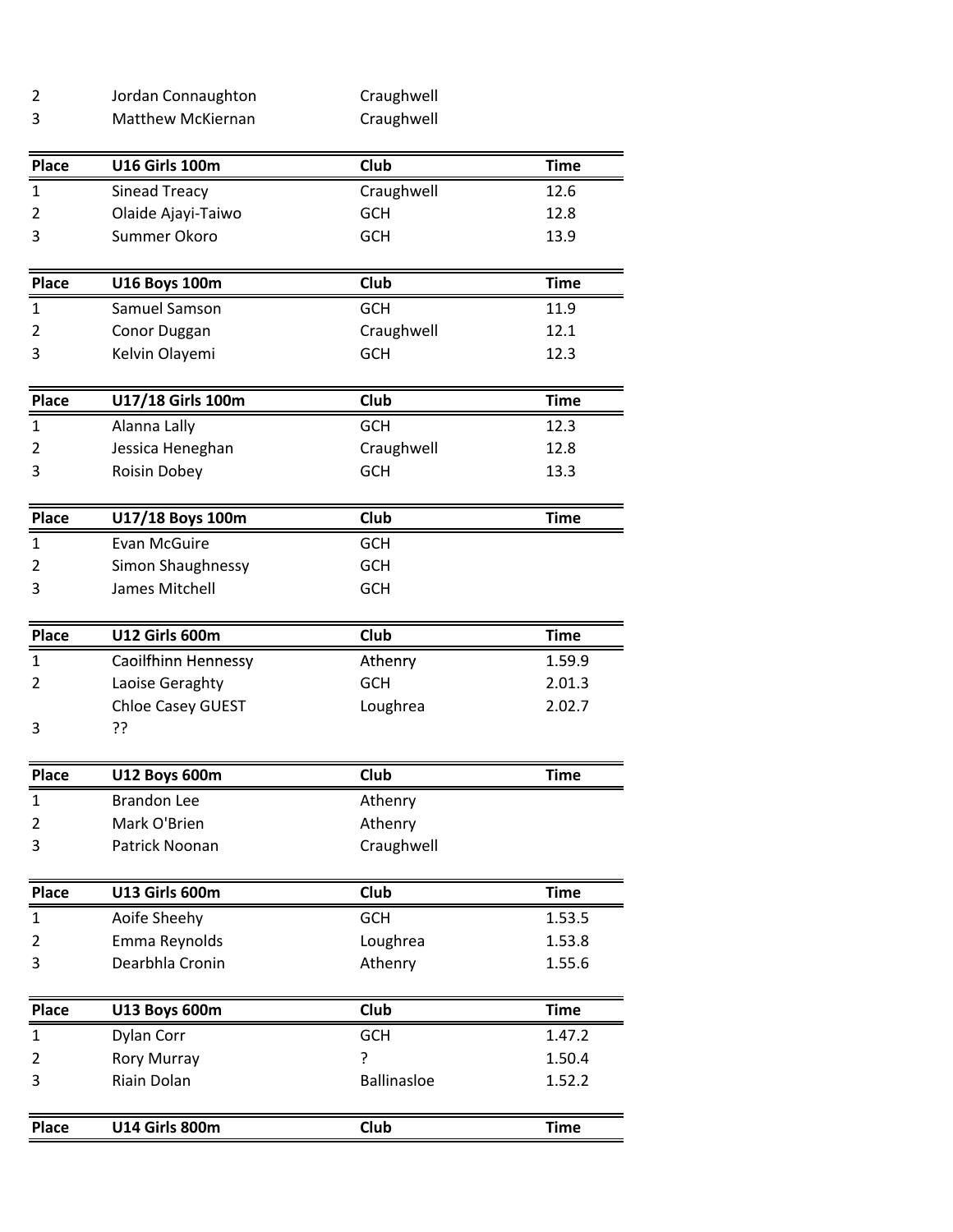| | | | |
|---|---|---|---|
| 2 | Jordan Connaughton | Craughwell | |
| 3 | Matthew McKiernan | Craughwell | |

| Place | U16 Girls 100m | Club | Time |
|---|---|---|---|
| 1 | Sinead Treacy | Craughwell | 12.6 |
| 2 | Olaide Ajayi-Taiwo | GCH | 12.8 |
| 3 | Summer Okoro | GCH | 13.9 |

| Place | U16 Boys 100m | Club | Time |
|---|---|---|---|
| 1 | Samuel Samson | GCH | 11.9 |
| 2 | Conor Duggan | Craughwell | 12.1 |
| 3 | Kelvin Olayemi | GCH | 12.3 |

| Place | U17/18 Girls 100m | Club | Time |
|---|---|---|---|
| 1 | Alanna Lally | GCH | 12.3 |
| 2 | Jessica Heneghan | Craughwell | 12.8 |
| 3 | Roisin Dobey | GCH | 13.3 |

| Place | U17/18 Boys 100m | Club | Time |
|---|---|---|---|
| 1 | Evan McGuire | GCH | |
| 2 | Simon Shaughnessy | GCH | |
| 3 | James Mitchell | GCH | |

| Place | U12 Girls 600m | Club | Time |
|---|---|---|---|
| 1 | Caoilfhinn Hennessy | Athenry | 1.59.9 |
| 2 | Laoise Geraghty | GCH | 2.01.3 |
| | Chloe Casey GUEST | Loughrea | 2.02.7 |
| 3 | ?? | | |

| Place | U12 Boys 600m | Club | Time |
|---|---|---|---|
| 1 | Brandon Lee | Athenry | |
| 2 | Mark O'Brien | Athenry | |
| 3 | Patrick Noonan | Craughwell | |

| Place | U13 Girls 600m | Club | Time |
|---|---|---|---|
| 1 | Aoife Sheehy | GCH | 1.53.5 |
| 2 | Emma Reynolds | Loughrea | 1.53.8 |
| 3 | Dearbhla Cronin | Athenry | 1.55.6 |

| Place | U13 Boys 600m | Club | Time |
|---|---|---|---|
| 1 | Dylan Corr | GCH | 1.47.2 |
| 2 | Rory Murray | ? | 1.50.4 |
| 3 | Riain Dolan | Ballinasloe | 1.52.2 |

| Place | U14 Girls 800m | Club | Time |
|---|---|---|---|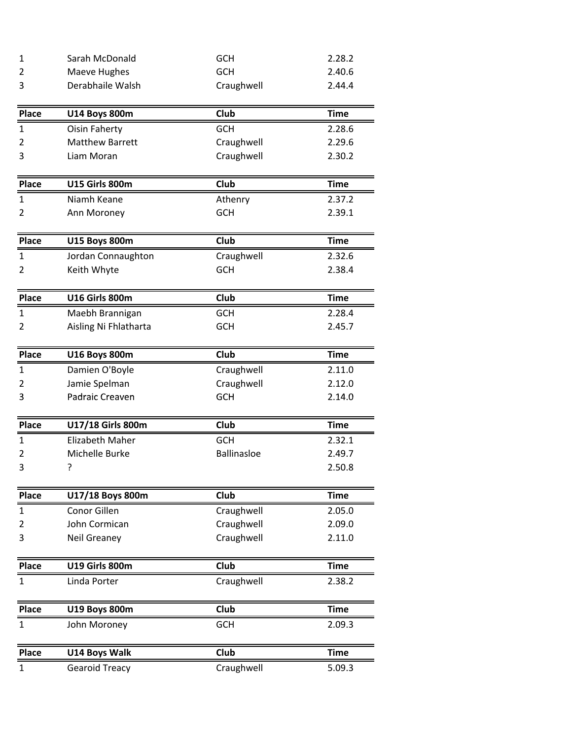| | | | |
|---|---|---|---|
| 1 | Sarah McDonald | GCH | 2.28.2 |
| 2 | Maeve Hughes | GCH | 2.40.6 |
| 3 | Derabhaile Walsh | Craughwell | 2.44.4 |

| Place | U14 Boys 800m | Club | Time |
|---|---|---|---|
| 1 | Oisin Faherty | GCH | 2.28.6 |
| 2 | Matthew Barrett | Craughwell | 2.29.6 |
| 3 | Liam Moran | Craughwell | 2.30.2 |

| Place | U15 Girls 800m | Club | Time |
|---|---|---|---|
| 1 | Niamh Keane | Athenry | 2.37.2 |
| 2 | Ann Moroney | GCH | 2.39.1 |

| Place | U15 Boys 800m | Club | Time |
|---|---|---|---|
| 1 | Jordan Connaughton | Craughwell | 2.32.6 |
| 2 | Keith Whyte | GCH | 2.38.4 |

| Place | U16 Girls 800m | Club | Time |
|---|---|---|---|
| 1 | Maebh Brannigan | GCH | 2.28.4 |
| 2 | Aisling Ni Fhlatharta | GCH | 2.45.7 |

| Place | U16 Boys 800m | Club | Time |
|---|---|---|---|
| 1 | Damien O'Boyle | Craughwell | 2.11.0 |
| 2 | Jamie Spelman | Craughwell | 2.12.0 |
| 3 | Padraic Creaven | GCH | 2.14.0 |

| Place | U17/18 Girls 800m | Club | Time |
|---|---|---|---|
| 1 | Elizabeth Maher | GCH | 2.32.1 |
| 2 | Michelle Burke | Ballinasloe | 2.49.7 |
| 3 | ? | | 2.50.8 |

| Place | U17/18 Boys 800m | Club | Time |
|---|---|---|---|
| 1 | Conor Gillen | Craughwell | 2.05.0 |
| 2 | John Cormican | Craughwell | 2.09.0 |
| 3 | Neil Greaney | Craughwell | 2.11.0 |

| Place | U19 Girls 800m | Club | Time |
|---|---|---|---|
| 1 | Linda Porter | Craughwell | 2.38.2 |

| Place | U19 Boys 800m | Club | Time |
|---|---|---|---|
| 1 | John Moroney | GCH | 2.09.3 |

| Place | U14 Boys Walk | Club | Time |
|---|---|---|---|
| 1 | Gearoid Treacy | Craughwell | 5.09.3 |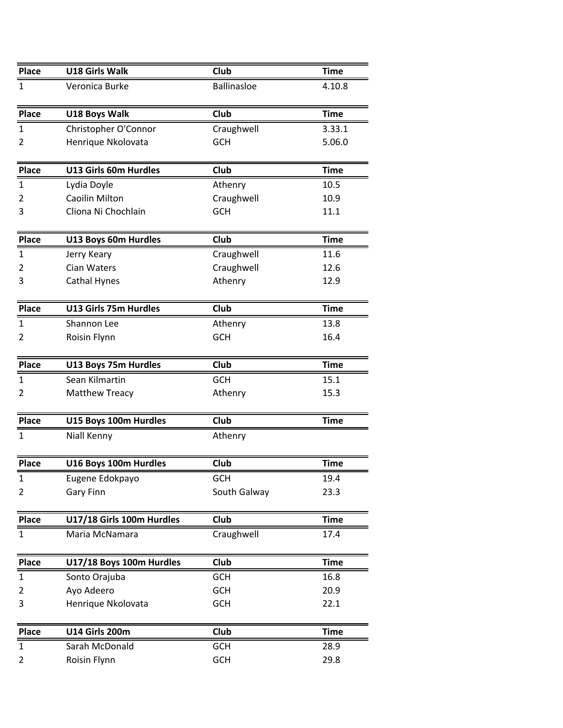| Place | U18 Girls Walk | Club | Time |
|---|---|---|---|
| 1 | Veronica Burke | Ballinasloe | 4.10.8 |

| Place | U18 Boys Walk | Club | Time |
|---|---|---|---|
| 1 | Christopher O'Connor | Craughwell | 3.33.1 |
| 2 | Henrique Nkolovata | GCH | 5.06.0 |

| Place | U13 Girls 60m Hurdles | Club | Time |
|---|---|---|---|
| 1 | Lydia Doyle | Athenry | 10.5 |
| 2 | Caoilin Milton | Craughwell | 10.9 |
| 3 | Cliona Ni Chochlain | GCH | 11.1 |

| Place | U13 Boys 60m Hurdles | Club | Time |
|---|---|---|---|
| 1 | Jerry Keary | Craughwell | 11.6 |
| 2 | Cian Waters | Craughwell | 12.6 |
| 3 | Cathal Hynes | Athenry | 12.9 |

| Place | U13 Girls 75m Hurdles | Club | Time |
|---|---|---|---|
| 1 | Shannon Lee | Athenry | 13.8 |
| 2 | Roisin Flynn | GCH | 16.4 |

| Place | U13 Boys 75m Hurdles | Club | Time |
|---|---|---|---|
| 1 | Sean Kilmartin | GCH | 15.1 |
| 2 | Matthew Treacy | Athenry | 15.3 |

| Place | U15 Boys 100m Hurdles | Club | Time |
|---|---|---|---|
| 1 | Niall Kenny | Athenry | |

| Place | U16 Boys 100m Hurdles | Club | Time |
|---|---|---|---|
| 1 | Eugene Edokpayo | GCH | 19.4 |
| 2 | Gary Finn | South Galway | 23.3 |

| Place | U17/18 Girls 100m Hurdles | Club | Time |
|---|---|---|---|
| 1 | Maria McNamara | Craughwell | 17.4 |

| Place | U17/18 Boys 100m Hurdles | Club | Time |
|---|---|---|---|
| 1 | Sonto Orajuba | GCH | 16.8 |
| 2 | Ayo Adeero | GCH | 20.9 |
| 3 | Henrique Nkolovata | GCH | 22.1 |

| Place | U14 Girls 200m | Club | Time |
|---|---|---|---|
| 1 | Sarah McDonald | GCH | 28.9 |
| 2 | Roisin Flynn | GCH | 29.8 |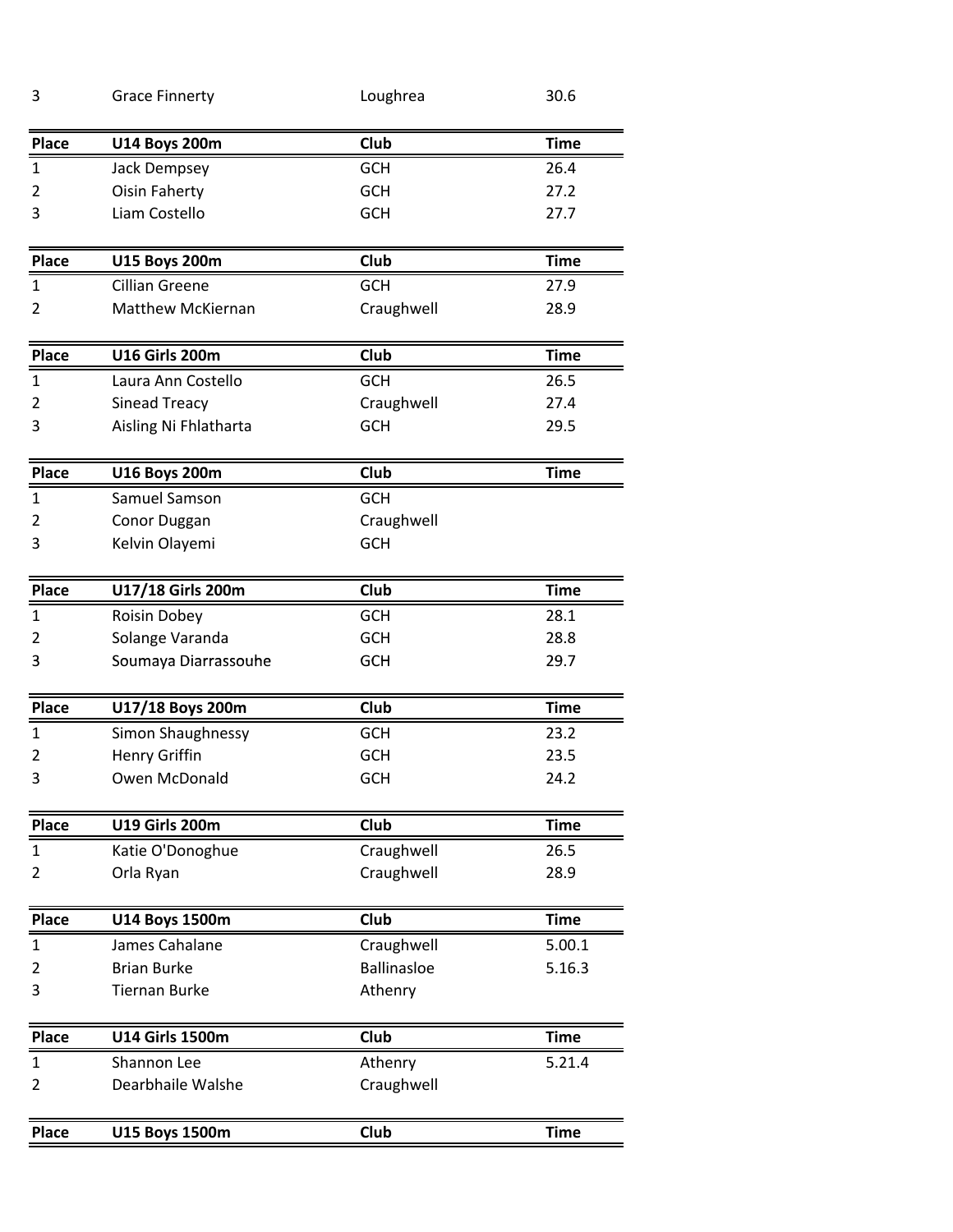| 3 | Grace Finnerty | Loughrea | 30.6 |
|---|---|---|---|

| Place | U14 Boys 200m | Club | Time |
|---|---|---|---|
| 1 | Jack Dempsey | GCH | 26.4 |
| 2 | Oisin Faherty | GCH | 27.2 |
| 3 | Liam Costello | GCH | 27.7 |

| Place | U15 Boys 200m | Club | Time |
|---|---|---|---|
| 1 | Cillian Greene | GCH | 27.9 |
| 2 | Matthew McKiernan | Craughwell | 28.9 |

| Place | U16 Girls 200m | Club | Time |
|---|---|---|---|
| 1 | Laura Ann Costello | GCH | 26.5 |
| 2 | Sinead Treacy | Craughwell | 27.4 |
| 3 | Aisling Ni Fhlatharta | GCH | 29.5 |

| Place | U16 Boys 200m | Club | Time |
|---|---|---|---|
| 1 | Samuel Samson | GCH | |
| 2 | Conor Duggan | Craughwell | |
| 3 | Kelvin Olayemi | GCH | |

| Place | U17/18 Girls 200m | Club | Time |
|---|---|---|---|
| 1 | Roisin Dobey | GCH | 28.1 |
| 2 | Solange Varanda | GCH | 28.8 |
| 3 | Soumaya Diarrassouhe | GCH | 29.7 |

| Place | U17/18 Boys 200m | Club | Time |
|---|---|---|---|
| 1 | Simon Shaughnessy | GCH | 23.2 |
| 2 | Henry Griffin | GCH | 23.5 |
| 3 | Owen McDonald | GCH | 24.2 |

| Place | U19 Girls 200m | Club | Time |
|---|---|---|---|
| 1 | Katie O'Donoghue | Craughwell | 26.5 |
| 2 | Orla Ryan | Craughwell | 28.9 |

| Place | U14 Boys 1500m | Club | Time |
|---|---|---|---|
| 1 | James Cahalane | Craughwell | 5.00.1 |
| 2 | Brian Burke | Ballinasloe | 5.16.3 |
| 3 | Tiernan Burke | Athenry | |

| Place | U14 Girls 1500m | Club | Time |
|---|---|---|---|
| 1 | Shannon Lee | Athenry | 5.21.4 |
| 2 | Dearbhaile Walshe | Craughwell | |

| Place | U15 Boys 1500m | Club | Time |
|---|---|---|---|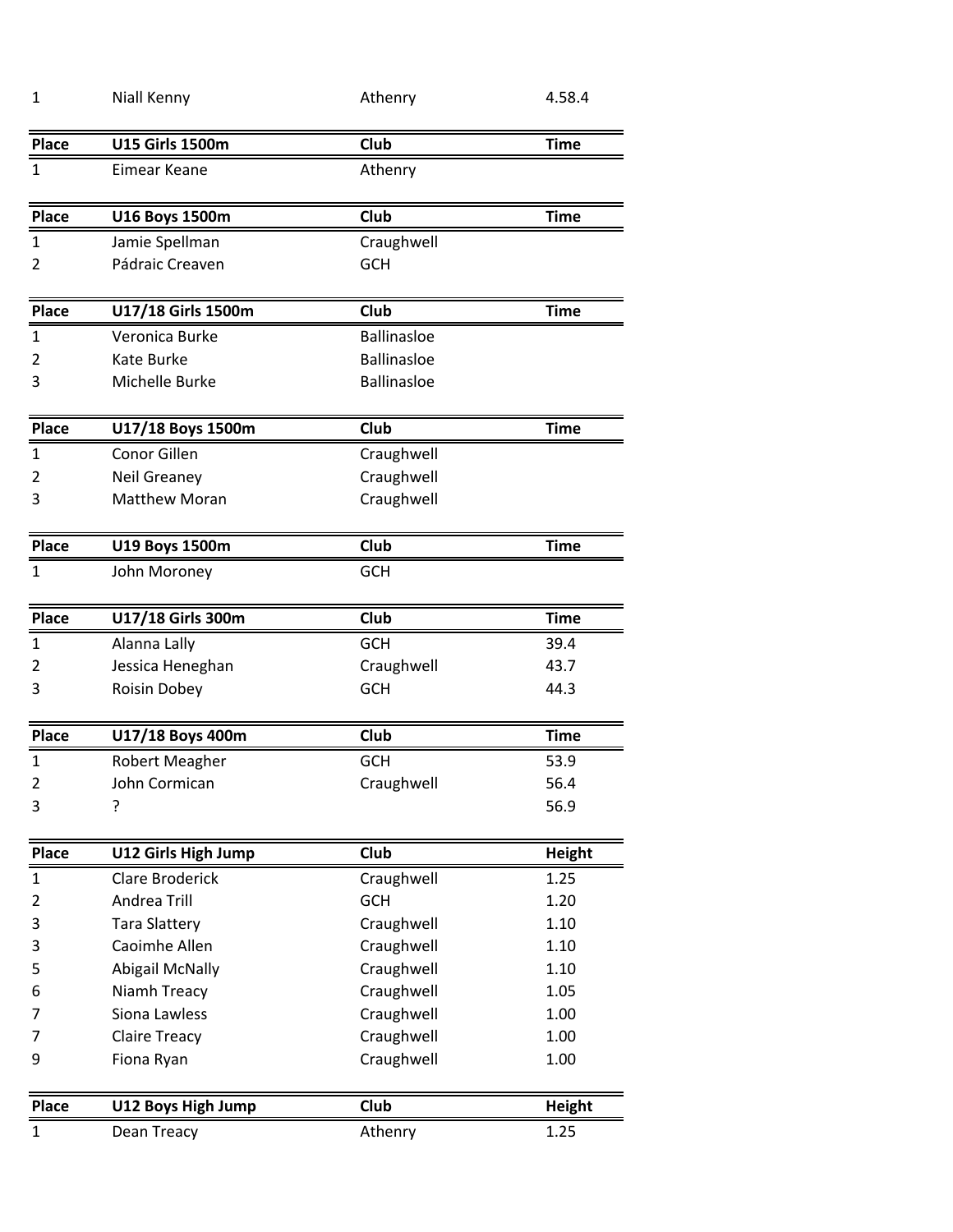| | | | |
|---|---|---|---|
| 1 | Niall Kenny | Athenry | 4.58.4 |

| Place | U15 Girls 1500m | Club | Time |
|---|---|---|---|
| 1 | Eimear Keane | Athenry | |

| Place | U16 Boys 1500m | Club | Time |
|---|---|---|---|
| 1 | Jamie Spellman | Craughwell | |
| 2 | Pádraic Creaven | GCH | |

| Place | U17/18 Girls 1500m | Club | Time |
|---|---|---|---|
| 1 | Veronica Burke | Ballinasloe | |
| 2 | Kate Burke | Ballinasloe | |
| 3 | Michelle Burke | Ballinasloe | |

| Place | U17/18 Boys 1500m | Club | Time |
|---|---|---|---|
| 1 | Conor Gillen | Craughwell | |
| 2 | Neil Greaney | Craughwell | |
| 3 | Matthew Moran | Craughwell | |

| Place | U19 Boys 1500m | Club | Time |
|---|---|---|---|
| 1 | John Moroney | GCH | |

| Place | U17/18 Girls 300m | Club | Time |
|---|---|---|---|
| 1 | Alanna Lally | GCH | 39.4 |
| 2 | Jessica Heneghan | Craughwell | 43.7 |
| 3 | Roisin Dobey | GCH | 44.3 |

| Place | U17/18 Boys 400m | Club | Time |
|---|---|---|---|
| 1 | Robert Meagher | GCH | 53.9 |
| 2 | John Cormican | Craughwell | 56.4 |
| 3 | ? | | 56.9 |

| Place | U12 Girls High Jump | Club | Height |
|---|---|---|---|
| 1 | Clare Broderick | Craughwell | 1.25 |
| 2 | Andrea Trill | GCH | 1.20 |
| 3 | Tara Slattery | Craughwell | 1.10 |
| 3 | Caoimhe Allen | Craughwell | 1.10 |
| 5 | Abigail McNally | Craughwell | 1.10 |
| 6 | Niamh Treacy | Craughwell | 1.05 |
| 7 | Siona Lawless | Craughwell | 1.00 |
| 7 | Claire Treacy | Craughwell | 1.00 |
| 9 | Fiona Ryan | Craughwell | 1.00 |

| Place | U12 Boys High Jump | Club | Height |
|---|---|---|---|
| 1 | Dean Treacy | Athenry | 1.25 |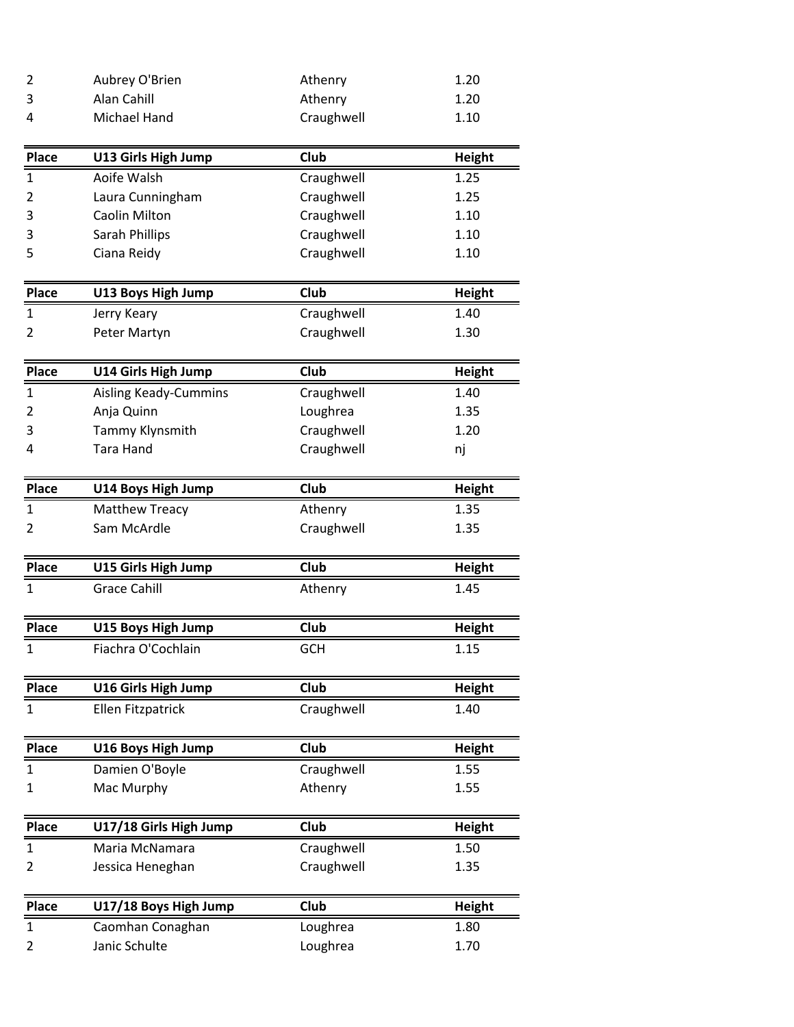| | | | |
|---|---|---|---|
| 2 | Aubrey O'Brien | Athenry | 1.20 |
| 3 | Alan Cahill | Athenry | 1.20 |
| 4 | Michael Hand | Craughwell | 1.10 |

| Place | U13 Girls High Jump | Club | Height |
|---|---|---|---|
| 1 | Aoife Walsh | Craughwell | 1.25 |
| 2 | Laura Cunningham | Craughwell | 1.25 |
| 3 | Caolin Milton | Craughwell | 1.10 |
| 3 | Sarah Phillips | Craughwell | 1.10 |
| 5 | Ciana Reidy | Craughwell | 1.10 |

| Place | U13 Boys High Jump | Club | Height |
|---|---|---|---|
| 1 | Jerry Keary | Craughwell | 1.40 |
| 2 | Peter Martyn | Craughwell | 1.30 |

| Place | U14 Girls High Jump | Club | Height |
|---|---|---|---|
| 1 | Aisling Keady-Cummins | Craughwell | 1.40 |
| 2 | Anja Quinn | Loughrea | 1.35 |
| 3 | Tammy Klynsmith | Craughwell | 1.20 |
| 4 | Tara Hand | Craughwell | nj |

| Place | U14 Boys High Jump | Club | Height |
|---|---|---|---|
| 1 | Matthew Treacy | Athenry | 1.35 |
| 2 | Sam McArdle | Craughwell | 1.35 |

| Place | U15 Girls High Jump | Club | Height |
|---|---|---|---|
| 1 | Grace Cahill | Athenry | 1.45 |

| Place | U15 Boys High Jump | Club | Height |
|---|---|---|---|
| 1 | Fiachra O'Cochlain | GCH | 1.15 |

| Place | U16 Girls High Jump | Club | Height |
|---|---|---|---|
| 1 | Ellen Fitzpatrick | Craughwell | 1.40 |

| Place | U16 Boys High Jump | Club | Height |
|---|---|---|---|
| 1 | Damien O'Boyle | Craughwell | 1.55 |
| 1 | Mac Murphy | Athenry | 1.55 |

| Place | U17/18 Girls High Jump | Club | Height |
|---|---|---|---|
| 1 | Maria McNamara | Craughwell | 1.50 |
| 2 | Jessica Heneghan | Craughwell | 1.35 |

| Place | U17/18 Boys High Jump | Club | Height |
|---|---|---|---|
| 1 | Caomhan Conaghan | Loughrea | 1.80 |
| 2 | Janic Schulte | Loughrea | 1.70 |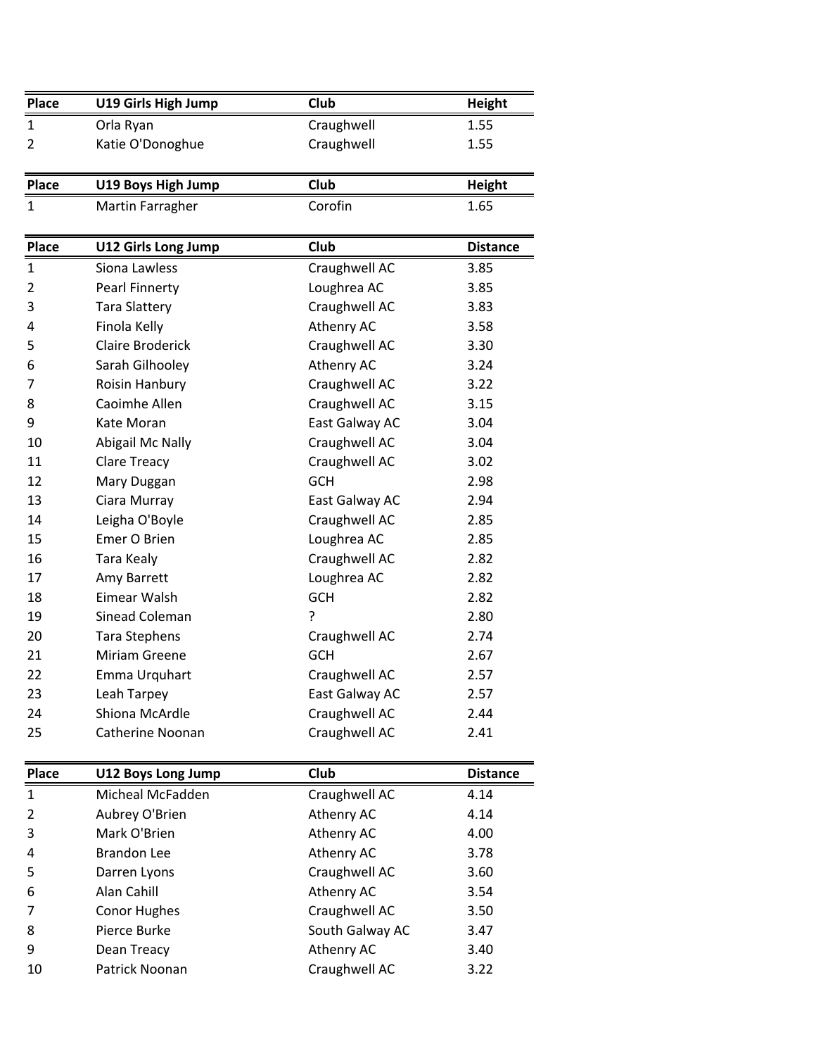| Place | U19 Girls High Jump | Club | Height |
|---|---|---|---|
| 1 | Orla Ryan | Craughwell | 1.55 |
| 2 | Katie O'Donoghue | Craughwell | 1.55 |

| Place | U19 Boys High Jump | Club | Height |
|---|---|---|---|
| 1 | Martin Farragher | Corofin | 1.65 |

| Place | U12 Girls Long Jump | Club | Distance |
|---|---|---|---|
| 1 | Siona Lawless | Craughwell AC | 3.85 |
| 2 | Pearl Finnerty | Loughrea AC | 3.85 |
| 3 | Tara Slattery | Craughwell AC | 3.83 |
| 4 | Finola Kelly | Athenry AC | 3.58 |
| 5 | Claire Broderick | Craughwell AC | 3.30 |
| 6 | Sarah Gilhooley | Athenry AC | 3.24 |
| 7 | Roisin Hanbury | Craughwell AC | 3.22 |
| 8 | Caoimhe Allen | Craughwell AC | 3.15 |
| 9 | Kate Moran | East Galway AC | 3.04 |
| 10 | Abigail Mc Nally | Craughwell AC | 3.04 |
| 11 | Clare Treacy | Craughwell AC | 3.02 |
| 12 | Mary Duggan | GCH | 2.98 |
| 13 | Ciara Murray | East Galway AC | 2.94 |
| 14 | Leigha O'Boyle | Craughwell AC | 2.85 |
| 15 | Emer O Brien | Loughrea AC | 2.85 |
| 16 | Tara Kealy | Craughwell AC | 2.82 |
| 17 | Amy Barrett | Loughrea AC | 2.82 |
| 18 | Eimear Walsh | GCH | 2.82 |
| 19 | Sinead Coleman | ? | 2.80 |
| 20 | Tara Stephens | Craughwell AC | 2.74 |
| 21 | Miriam Greene | GCH | 2.67 |
| 22 | Emma Urquhart | Craughwell AC | 2.57 |
| 23 | Leah Tarpey | East Galway AC | 2.57 |
| 24 | Shiona McArdle | Craughwell AC | 2.44 |
| 25 | Catherine Noonan | Craughwell AC | 2.41 |

| Place | U12 Boys Long Jump | Club | Distance |
|---|---|---|---|
| 1 | Micheal McFadden | Craughwell AC | 4.14 |
| 2 | Aubrey O'Brien | Athenry AC | 4.14 |
| 3 | Mark O'Brien | Athenry AC | 4.00 |
| 4 | Brandon Lee | Athenry AC | 3.78 |
| 5 | Darren Lyons | Craughwell AC | 3.60 |
| 6 | Alan Cahill | Athenry AC | 3.54 |
| 7 | Conor Hughes | Craughwell AC | 3.50 |
| 8 | Pierce Burke | South Galway AC | 3.47 |
| 9 | Dean Treacy | Athenry AC | 3.40 |
| 10 | Patrick Noonan | Craughwell AC | 3.22 |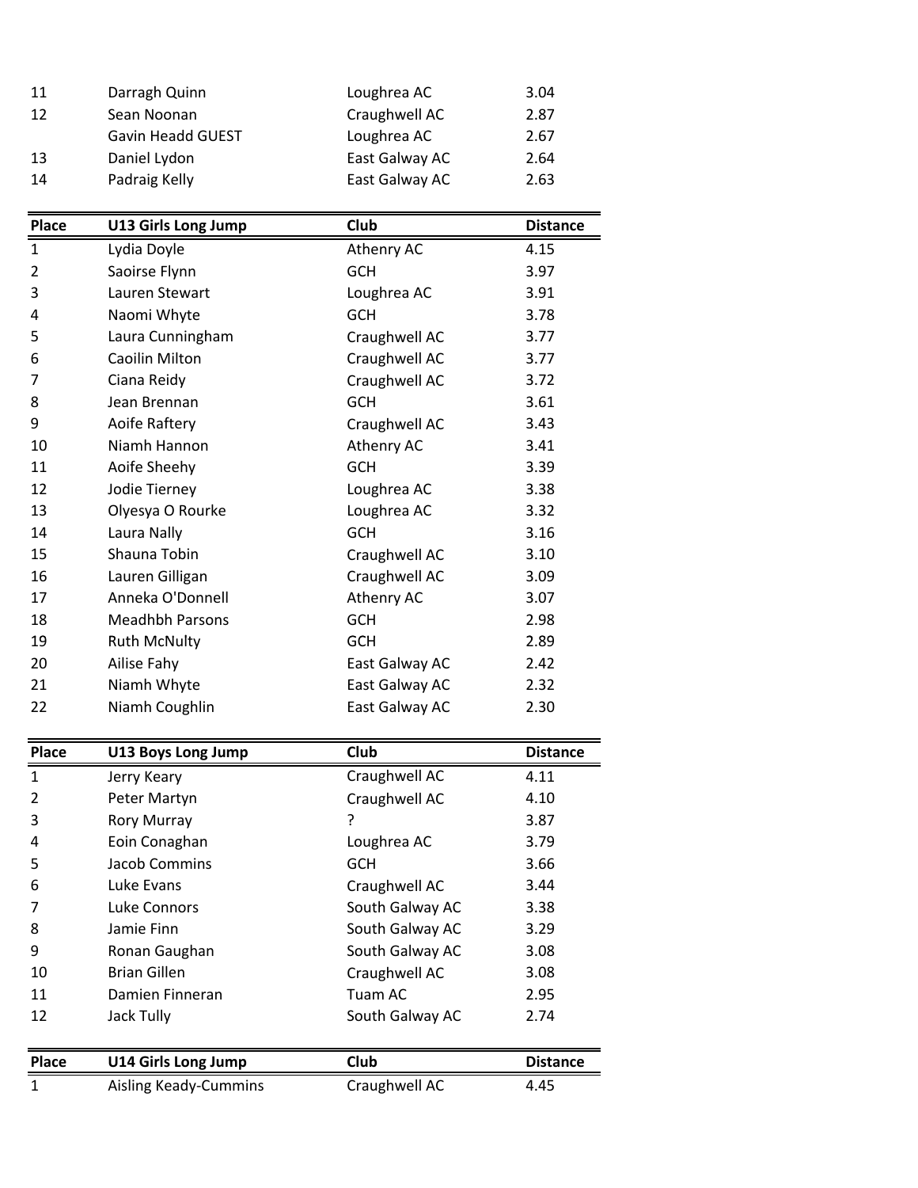| | | | |
|---|---|---|---|
| 11 | Darragh Quinn | Loughrea AC | 3.04 |
| 12 | Sean Noonan | Craughwell AC | 2.87 |
| | Gavin Headd GUEST | Loughrea AC | 2.67 |
| 13 | Daniel Lydon | East Galway AC | 2.64 |
| 14 | Padraig Kelly | East Galway AC | 2.63 |

| Place | U13 Girls Long Jump | Club | Distance |
|---|---|---|---|
| 1 | Lydia Doyle | Athenry AC | 4.15 |
| 2 | Saoirse Flynn | GCH | 3.97 |
| 3 | Lauren Stewart | Loughrea AC | 3.91 |
| 4 | Naomi Whyte | GCH | 3.78 |
| 5 | Laura Cunningham | Craughwell AC | 3.77 |
| 6 | Caoilin Milton | Craughwell AC | 3.77 |
| 7 | Ciana Reidy | Craughwell AC | 3.72 |
| 8 | Jean Brennan | GCH | 3.61 |
| 9 | Aoife Raftery | Craughwell AC | 3.43 |
| 10 | Niamh Hannon | Athenry AC | 3.41 |
| 11 | Aoife Sheehy | GCH | 3.39 |
| 12 | Jodie Tierney | Loughrea AC | 3.38 |
| 13 | Olyesya O Rourke | Loughrea AC | 3.32 |
| 14 | Laura Nally | GCH | 3.16 |
| 15 | Shauna Tobin | Craughwell AC | 3.10 |
| 16 | Lauren Gilligan | Craughwell AC | 3.09 |
| 17 | Anneka O'Donnell | Athenry AC | 3.07 |
| 18 | Meadhbh Parsons | GCH | 2.98 |
| 19 | Ruth McNulty | GCH | 2.89 |
| 20 | Ailise Fahy | East Galway AC | 2.42 |
| 21 | Niamh Whyte | East Galway AC | 2.32 |
| 22 | Niamh Coughlin | East Galway AC | 2.30 |

| Place | U13 Boys Long Jump | Club | Distance |
|---|---|---|---|
| 1 | Jerry Keary | Craughwell AC | 4.11 |
| 2 | Peter Martyn | Craughwell AC | 4.10 |
| 3 | Rory Murray | ? | 3.87 |
| 4 | Eoin Conaghan | Loughrea AC | 3.79 |
| 5 | Jacob Commins | GCH | 3.66 |
| 6 | Luke Evans | Craughwell AC | 3.44 |
| 7 | Luke Connors | South Galway AC | 3.38 |
| 8 | Jamie Finn | South Galway AC | 3.29 |
| 9 | Ronan Gaughan | South Galway AC | 3.08 |
| 10 | Brian Gillen | Craughwell AC | 3.08 |
| 11 | Damien Finneran | Tuam AC | 2.95 |
| 12 | Jack Tully | South Galway AC | 2.74 |

| Place | U14 Girls Long Jump | Club | Distance |
|---|---|---|---|
| 1 | Aisling Keady-Cummins | Craughwell AC | 4.45 |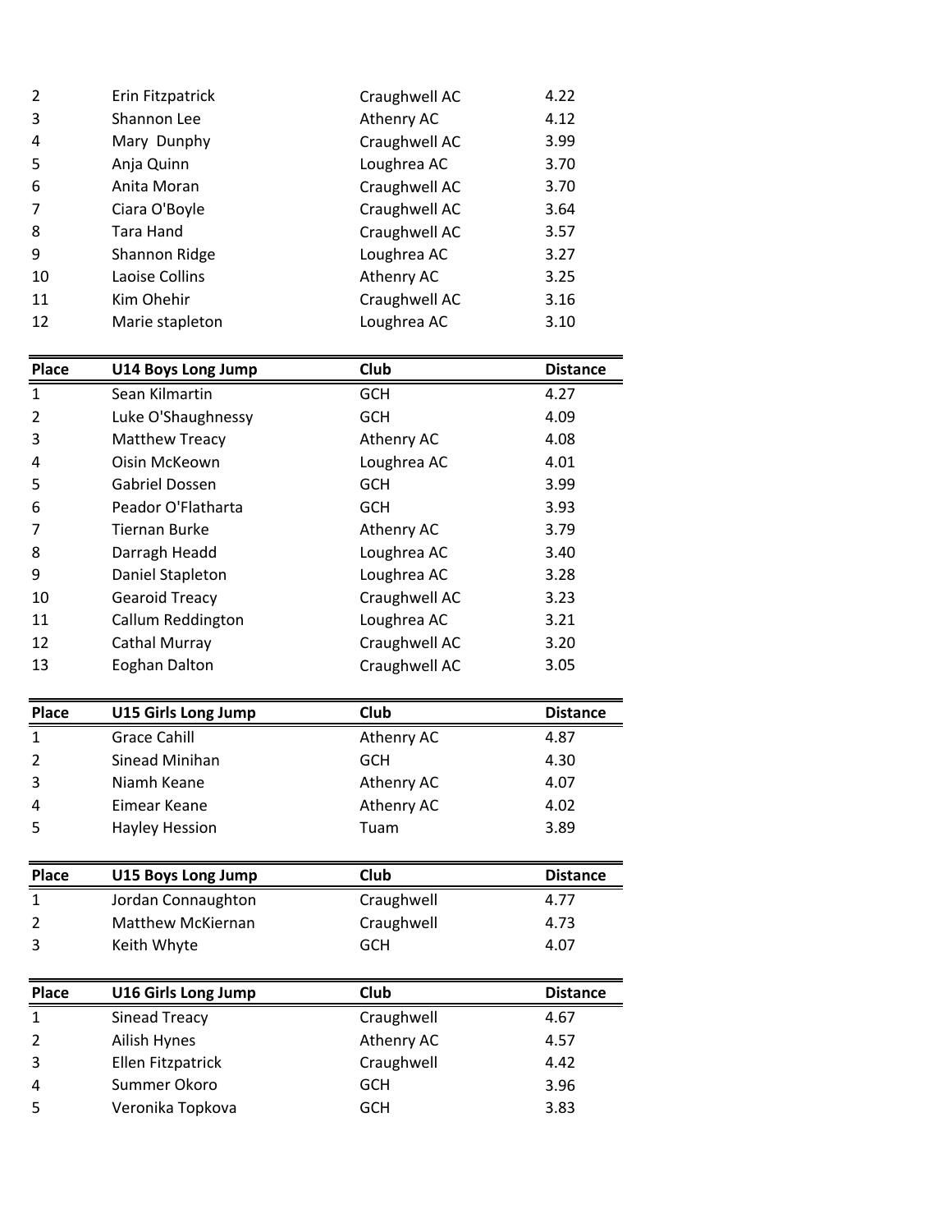| Place | | Club | Distance |
|---|---|---|---|
| 2 | Erin Fitzpatrick | Craughwell AC | 4.22 |
| 3 | Shannon Lee | Athenry AC | 4.12 |
| 4 | Mary  Dunphy | Craughwell AC | 3.99 |
| 5 | Anja Quinn | Loughrea AC | 3.70 |
| 6 | Anita Moran | Craughwell AC | 3.70 |
| 7 | Ciara O'Boyle | Craughwell AC | 3.64 |
| 8 | Tara Hand | Craughwell AC | 3.57 |
| 9 | Shannon Ridge | Loughrea AC | 3.27 |
| 10 | Laoise Collins | Athenry AC | 3.25 |
| 11 | Kim Ohehir | Craughwell AC | 3.16 |
| 12 | Marie stapleton | Loughrea AC | 3.10 |

| Place | U14 Boys Long Jump | Club | Distance |
|---|---|---|---|
| 1 | Sean Kilmartin | GCH | 4.27 |
| 2 | Luke O'Shaughnessy | GCH | 4.09 |
| 3 | Matthew Treacy | Athenry AC | 4.08 |
| 4 | Oisin McKeown | Loughrea AC | 4.01 |
| 5 | Gabriel Dossen | GCH | 3.99 |
| 6 | Peador O'Flatharta | GCH | 3.93 |
| 7 | Tiernan Burke | Athenry AC | 3.79 |
| 8 | Darragh Headd | Loughrea AC | 3.40 |
| 9 | Daniel Stapleton | Loughrea AC | 3.28 |
| 10 | Gearoid Treacy | Craughwell AC | 3.23 |
| 11 | Callum Reddington | Loughrea AC | 3.21 |
| 12 | Cathal Murray | Craughwell AC | 3.20 |
| 13 | Eoghan Dalton | Craughwell AC | 3.05 |

| Place | U15 Girls Long Jump | Club | Distance |
|---|---|---|---|
| 1 | Grace Cahill | Athenry AC | 4.87 |
| 2 | Sinead Minihan | GCH | 4.30 |
| 3 | Niamh Keane | Athenry AC | 4.07 |
| 4 | Eimear Keane | Athenry AC | 4.02 |
| 5 | Hayley Hession | Tuam | 3.89 |

| Place | U15 Boys Long Jump | Club | Distance |
|---|---|---|---|
| 1 | Jordan Connaughton | Craughwell | 4.77 |
| 2 | Matthew McKiernan | Craughwell | 4.73 |
| 3 | Keith Whyte | GCH | 4.07 |

| Place | U16 Girls Long Jump | Club | Distance |
|---|---|---|---|
| 1 | Sinead Treacy | Craughwell | 4.67 |
| 2 | Ailish Hynes | Athenry AC | 4.57 |
| 3 | Ellen Fitzpatrick | Craughwell | 4.42 |
| 4 | Summer Okoro | GCH | 3.96 |
| 5 | Veronika Topkova | GCH | 3.83 |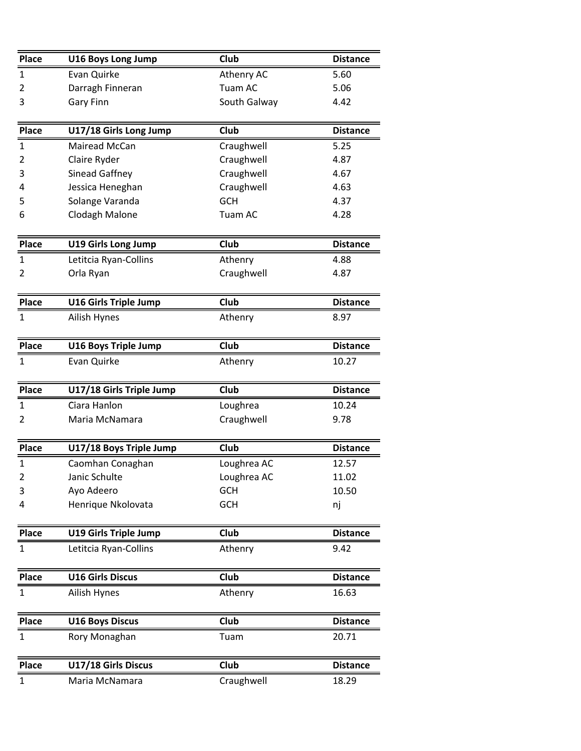| Place | U16 Boys Long Jump | Club | Distance |
|---|---|---|---|
| 1 | Evan Quirke | Athenry AC | 5.60 |
| 2 | Darragh Finneran | Tuam AC | 5.06 |
| 3 | Gary Finn | South Galway | 4.42 |

| Place | U17/18 Girls Long Jump | Club | Distance |
|---|---|---|---|
| 1 | Mairead McCan | Craughwell | 5.25 |
| 2 | Claire Ryder | Craughwell | 4.87 |
| 3 | Sinead Gaffney | Craughwell | 4.67 |
| 4 | Jessica Heneghan | Craughwell | 4.63 |
| 5 | Solange Varanda | GCH | 4.37 |
| 6 | Clodagh Malone | Tuam AC | 4.28 |

| Place | U19 Girls Long Jump | Club | Distance |
|---|---|---|---|
| 1 | Letitcia Ryan-Collins | Athenry | 4.88 |
| 2 | Orla Ryan | Craughwell | 4.87 |

| Place | U16 Girls Triple Jump | Club | Distance |
|---|---|---|---|
| 1 | Ailish Hynes | Athenry | 8.97 |

| Place | U16 Boys Triple Jump | Club | Distance |
|---|---|---|---|
| 1 | Evan Quirke | Athenry | 10.27 |

| Place | U17/18 Girls Triple Jump | Club | Distance |
|---|---|---|---|
| 1 | Ciara Hanlon | Loughrea | 10.24 |
| 2 | Maria McNamara | Craughwell | 9.78 |

| Place | U17/18 Boys Triple Jump | Club | Distance |
|---|---|---|---|
| 1 | Caomhan Conaghan | Loughrea AC | 12.57 |
| 2 | Janic Schulte | Loughrea AC | 11.02 |
| 3 | Ayo Adeero | GCH | 10.50 |
| 4 | Henrique Nkolovata | GCH | nj |

| Place | U19 Girls Triple Jump | Club | Distance |
|---|---|---|---|
| 1 | Letitcia Ryan-Collins | Athenry | 9.42 |

| Place | U16 Girls Discus | Club | Distance |
|---|---|---|---|
| 1 | Ailish Hynes | Athenry | 16.63 |

| Place | U16 Boys Discus | Club | Distance |
|---|---|---|---|
| 1 | Rory Monaghan | Tuam | 20.71 |

| Place | U17/18 Girls Discus | Club | Distance |
|---|---|---|---|
| 1 | Maria McNamara | Craughwell | 18.29 |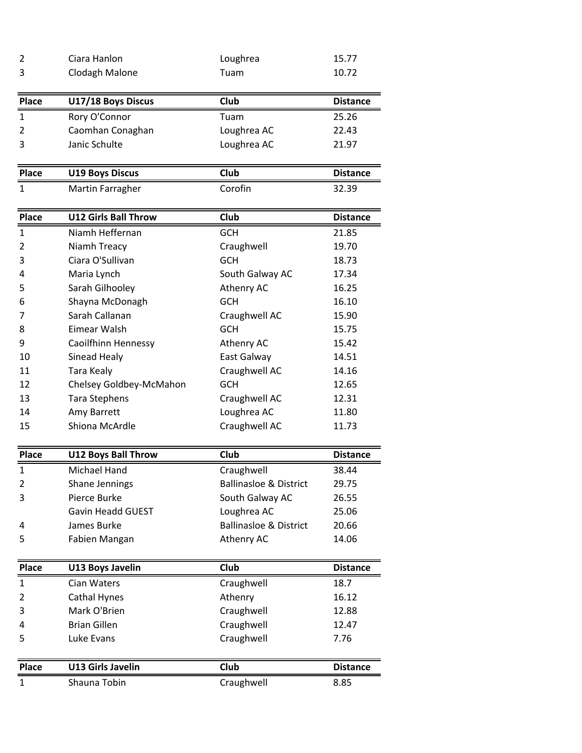| | | | |
|---|---|---|---|
| 2 | Ciara Hanlon | Loughrea | 15.77 |
| 3 | Clodagh Malone | Tuam | 10.72 |

| Place | U17/18 Boys Discus | Club | Distance |
|---|---|---|---|
| 1 | Rory O'Connor | Tuam | 25.26 |
| 2 | Caomhan Conaghan | Loughrea AC | 22.43 |
| 3 | Janic Schulte | Loughrea AC | 21.97 |

| Place | U19 Boys Discus | Club | Distance |
|---|---|---|---|
| 1 | Martin Farragher | Corofin | 32.39 |

| Place | U12 Girls Ball Throw | Club | Distance |
|---|---|---|---|
| 1 | Niamh Heffernan | GCH | 21.85 |
| 2 | Niamh Treacy | Craughwell | 19.70 |
| 3 | Ciara O'Sullivan | GCH | 18.73 |
| 4 | Maria Lynch | South Galway AC | 17.34 |
| 5 | Sarah Gilhooley | Athenry AC | 16.25 |
| 6 | Shayna McDonagh | GCH | 16.10 |
| 7 | Sarah Callanan | Craughwell AC | 15.90 |
| 8 | Eimear Walsh | GCH | 15.75 |
| 9 | Caoilfhinn Hennessy | Athenry AC | 15.42 |
| 10 | Sinead Healy | East Galway | 14.51 |
| 11 | Tara Kealy | Craughwell AC | 14.16 |
| 12 | Chelsey Goldbey-McMahon | GCH | 12.65 |
| 13 | Tara Stephens | Craughwell AC | 12.31 |
| 14 | Amy Barrett | Loughrea AC | 11.80 |
| 15 | Shiona McArdle | Craughwell AC | 11.73 |

| Place | U12 Boys Ball Throw | Club | Distance |
|---|---|---|---|
| 1 | Michael Hand | Craughwell | 38.44 |
| 2 | Shane Jennings | Ballinasloe & District | 29.75 |
| 3 | Pierce Burke | South Galway AC | 26.55 |
| | Gavin Headd GUEST | Loughrea AC | 25.06 |
| 4 | James Burke | Ballinasloe & District | 20.66 |
| 5 | Fabien Mangan | Athenry AC | 14.06 |

| Place | U13 Boys Javelin | Club | Distance |
|---|---|---|---|
| 1 | Cian Waters | Craughwell | 18.7 |
| 2 | Cathal Hynes | Athenry | 16.12 |
| 3 | Mark O'Brien | Craughwell | 12.88 |
| 4 | Brian Gillen | Craughwell | 12.47 |
| 5 | Luke Evans | Craughwell | 7.76 |

| Place | U13 Girls Javelin | Club | Distance |
|---|---|---|---|
| 1 | Shauna Tobin | Craughwell | 8.85 |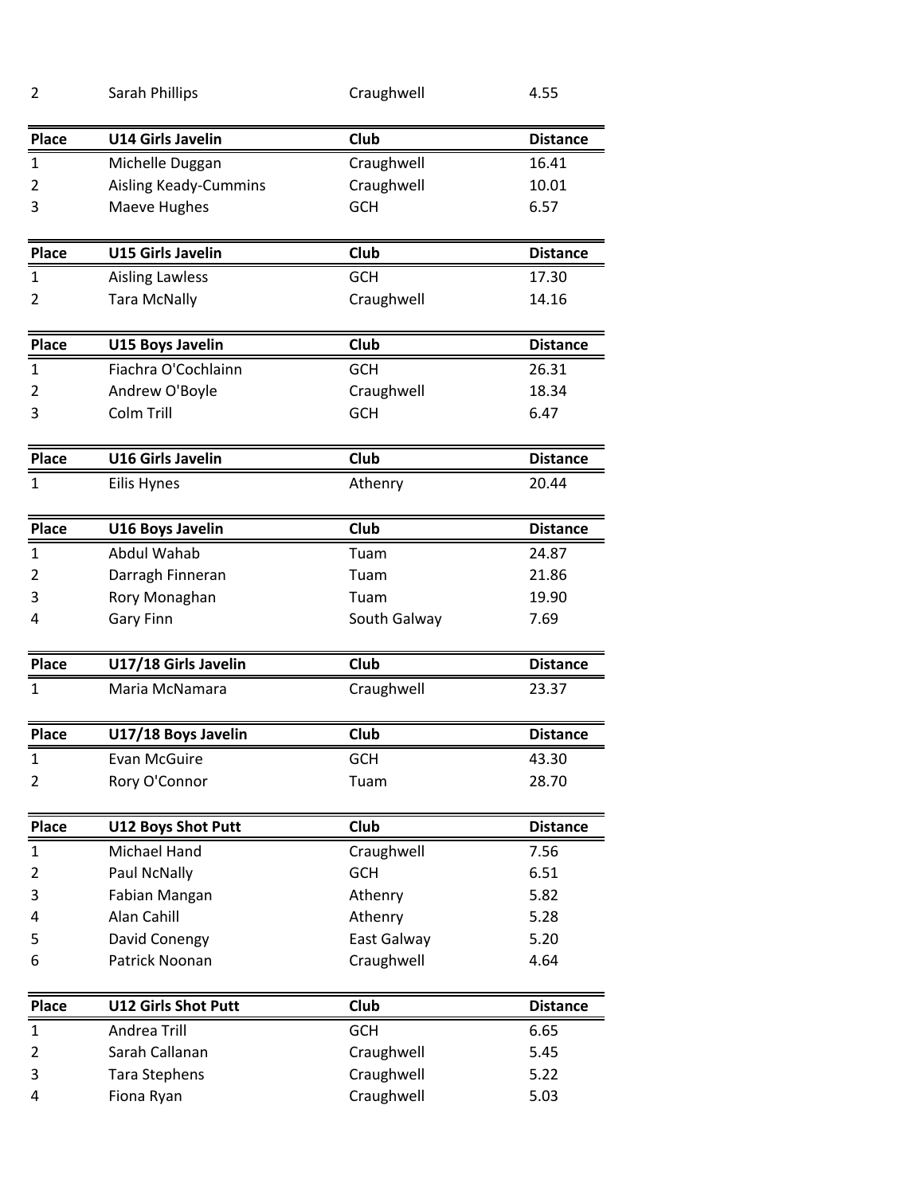| 2 | Sarah Phillips | Craughwell | 4.55 |
|---|---|---|---|

| Place | U14 Girls Javelin | Club | Distance |
|---|---|---|---|
| 1 | Michelle Duggan | Craughwell | 16.41 |
| 2 | Aisling Keady-Cummins | Craughwell | 10.01 |
| 3 | Maeve Hughes | GCH | 6.57 |

| Place | U15 Girls Javelin | Club | Distance |
|---|---|---|---|
| 1 | Aisling Lawless | GCH | 17.30 |
| 2 | Tara McNally | Craughwell | 14.16 |

| Place | U15 Boys Javelin | Club | Distance |
|---|---|---|---|
| 1 | Fiachra O'Cochlainn | GCH | 26.31 |
| 2 | Andrew O'Boyle | Craughwell | 18.34 |
| 3 | Colm Trill | GCH | 6.47 |

| Place | U16 Girls Javelin | Club | Distance |
|---|---|---|---|
| 1 | Eilis Hynes | Athenry | 20.44 |

| Place | U16 Boys Javelin | Club | Distance |
|---|---|---|---|
| 1 | Abdul Wahab | Tuam | 24.87 |
| 2 | Darragh Finneran | Tuam | 21.86 |
| 3 | Rory Monaghan | Tuam | 19.90 |
| 4 | Gary Finn | South Galway | 7.69 |

| Place | U17/18 Girls Javelin | Club | Distance |
|---|---|---|---|
| 1 | Maria McNamara | Craughwell | 23.37 |

| Place | U17/18 Boys Javelin | Club | Distance |
|---|---|---|---|
| 1 | Evan McGuire | GCH | 43.30 |
| 2 | Rory O'Connor | Tuam | 28.70 |

| Place | U12 Boys Shot Putt | Club | Distance |
|---|---|---|---|
| 1 | Michael Hand | Craughwell | 7.56 |
| 2 | Paul NcNally | GCH | 6.51 |
| 3 | Fabian Mangan | Athenry | 5.82 |
| 4 | Alan Cahill | Athenry | 5.28 |
| 5 | David Conengy | East Galway | 5.20 |
| 6 | Patrick Noonan | Craughwell | 4.64 |

| Place | U12 Girls Shot Putt | Club | Distance |
|---|---|---|---|
| 1 | Andrea Trill | GCH | 6.65 |
| 2 | Sarah Callanan | Craughwell | 5.45 |
| 3 | Tara Stephens | Craughwell | 5.22 |
| 4 | Fiona Ryan | Craughwell | 5.03 |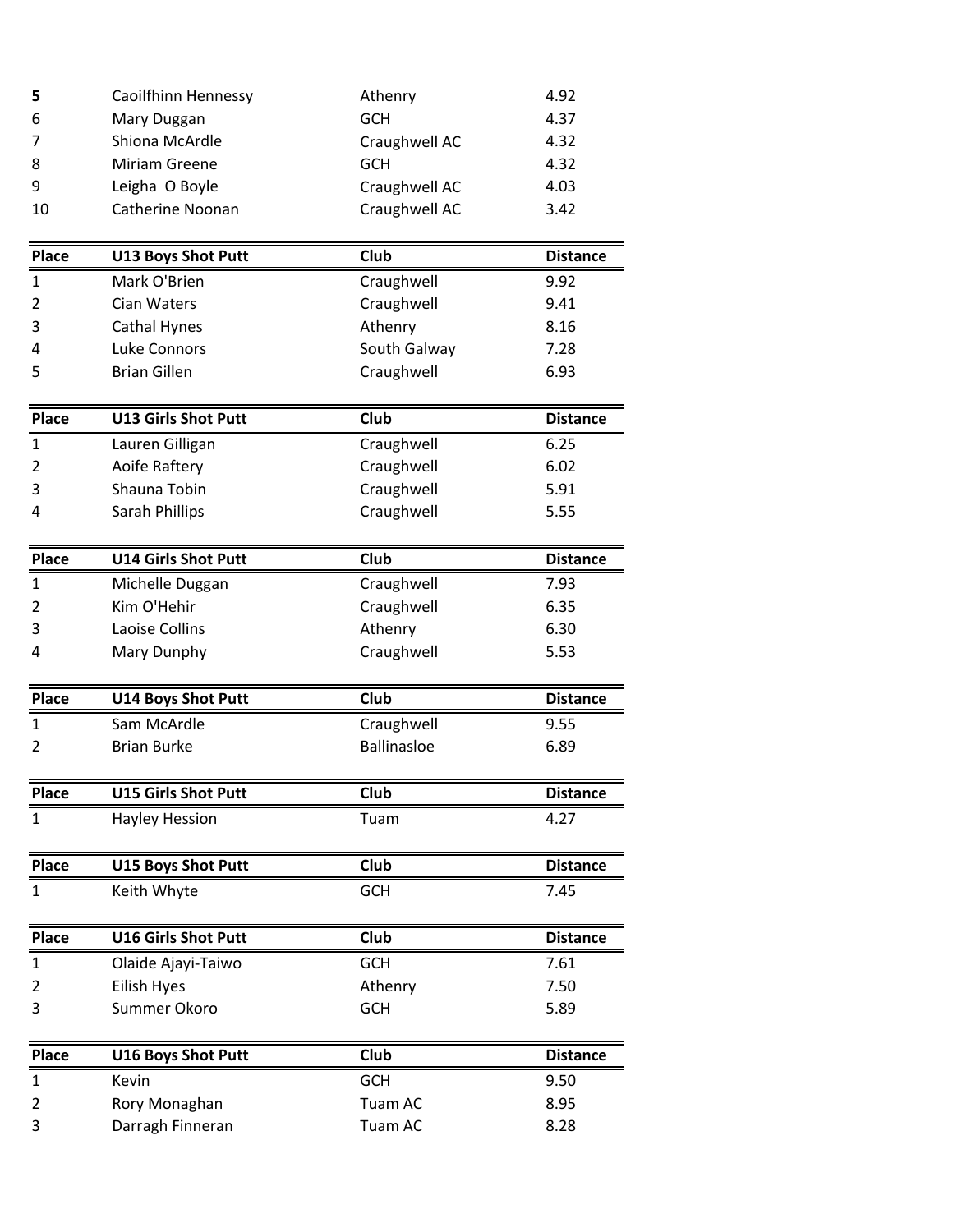| | | | |
|---|---|---|---|
| **5** | Caoilfhinn Hennessy | Athenry | 4.92 |
| 6 | Mary Duggan | GCH | 4.37 |
| 7 | Shiona McArdle | Craughwell AC | 4.32 |
| 8 | Miriam Greene | GCH | 4.32 |
| 9 | Leigha O Boyle | Craughwell AC | 4.03 |
| 10 | Catherine Noonan | Craughwell AC | 3.42 |

| Place | U13 Boys Shot Putt | Club | Distance |
|---|---|---|---|
| 1 | Mark O'Brien | Craughwell | 9.92 |
| 2 | Cian Waters | Craughwell | 9.41 |
| 3 | Cathal Hynes | Athenry | 8.16 |
| 4 | Luke Connors | South Galway | 7.28 |
| 5 | Brian Gillen | Craughwell | 6.93 |

| Place | U13 Girls Shot Putt | Club | Distance |
|---|---|---|---|
| 1 | Lauren Gilligan | Craughwell | 6.25 |
| 2 | Aoife Raftery | Craughwell | 6.02 |
| 3 | Shauna Tobin | Craughwell | 5.91 |
| 4 | Sarah Phillips | Craughwell | 5.55 |

| Place | U14 Girls Shot Putt | Club | Distance |
|---|---|---|---|
| 1 | Michelle Duggan | Craughwell | 7.93 |
| 2 | Kim O'Hehir | Craughwell | 6.35 |
| 3 | Laoise Collins | Athenry | 6.30 |
| 4 | Mary Dunphy | Craughwell | 5.53 |

| Place | U14 Boys Shot Putt | Club | Distance |
|---|---|---|---|
| 1 | Sam McArdle | Craughwell | 9.55 |
| 2 | Brian Burke | Ballinasloe | 6.89 |

| Place | U15 Girls Shot Putt | Club | Distance |
|---|---|---|---|
| 1 | Hayley Hession | Tuam | 4.27 |

| Place | U15 Boys Shot Putt | Club | Distance |
|---|---|---|---|
| 1 | Keith Whyte | GCH | 7.45 |

| Place | U16 Girls Shot Putt | Club | Distance |
|---|---|---|---|
| 1 | Olaide Ajayi-Taiwo | GCH | 7.61 |
| 2 | Eilish Hyes | Athenry | 7.50 |
| 3 | Summer Okoro | GCH | 5.89 |

| Place | U16 Boys Shot Putt | Club | Distance |
|---|---|---|---|
| 1 | Kevin | GCH | 9.50 |
| 2 | Rory Monaghan | Tuam AC | 8.95 |
| 3 | Darragh Finneran | Tuam AC | 8.28 |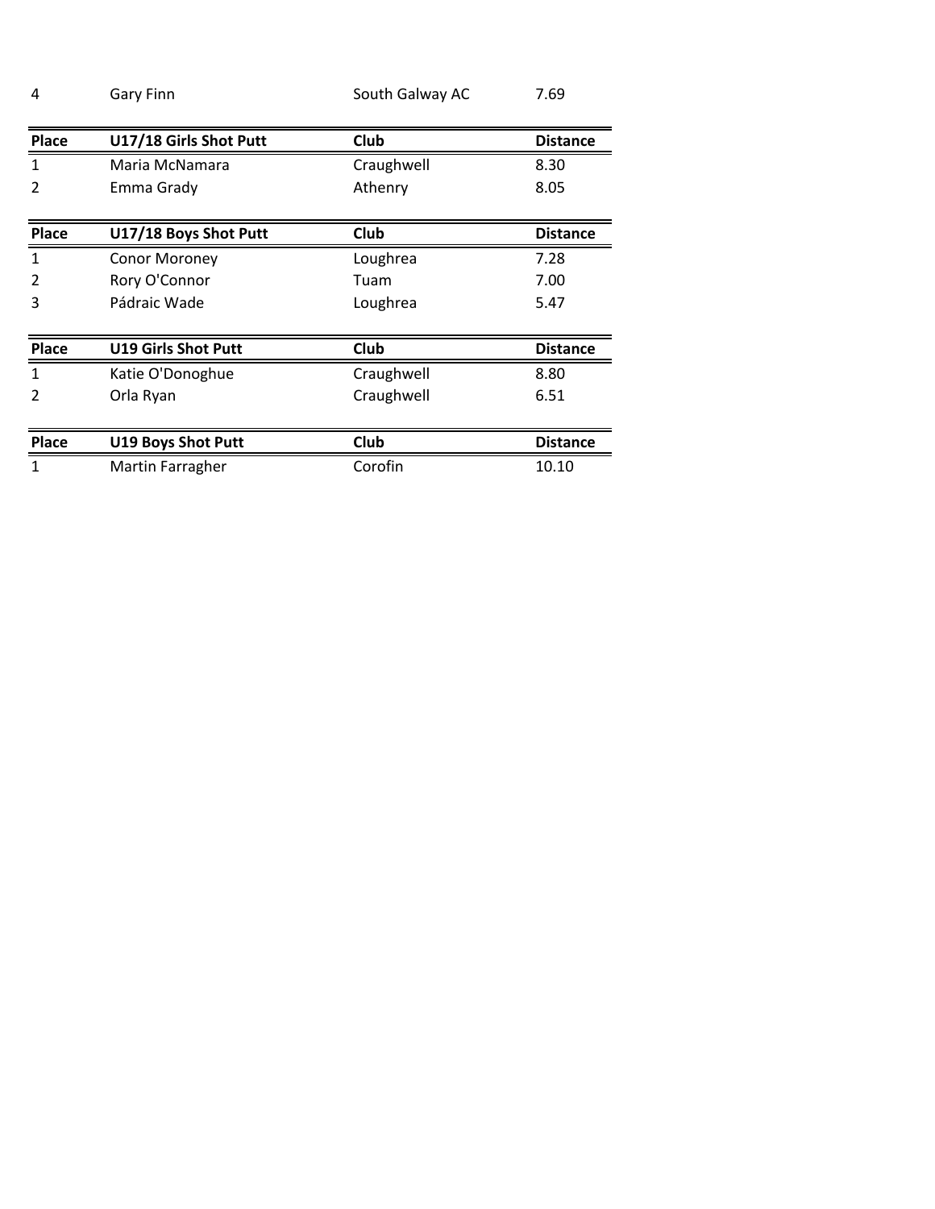| | | | |
|---|---|---|---|
| 4 | Gary Finn | South Galway AC | 7.69 |

| Place | U17/18 Girls Shot Putt | Club | Distance |
|---|---|---|---|
| 1 | Maria McNamara | Craughwell | 8.30 |
| 2 | Emma Grady | Athenry | 8.05 |

| Place | U17/18 Boys Shot Putt | Club | Distance |
|---|---|---|---|
| 1 | Conor Moroney | Loughrea | 7.28 |
| 2 | Rory O'Connor | Tuam | 7.00 |
| 3 | Pádraic Wade | Loughrea | 5.47 |

| Place | U19 Girls Shot Putt | Club | Distance |
|---|---|---|---|
| 1 | Katie O'Donoghue | Craughwell | 8.80 |
| 2 | Orla Ryan | Craughwell | 6.51 |

| Place | U19 Boys Shot Putt | Club | Distance |
|---|---|---|---|
| 1 | Martin Farragher | Corofin | 10.10 |